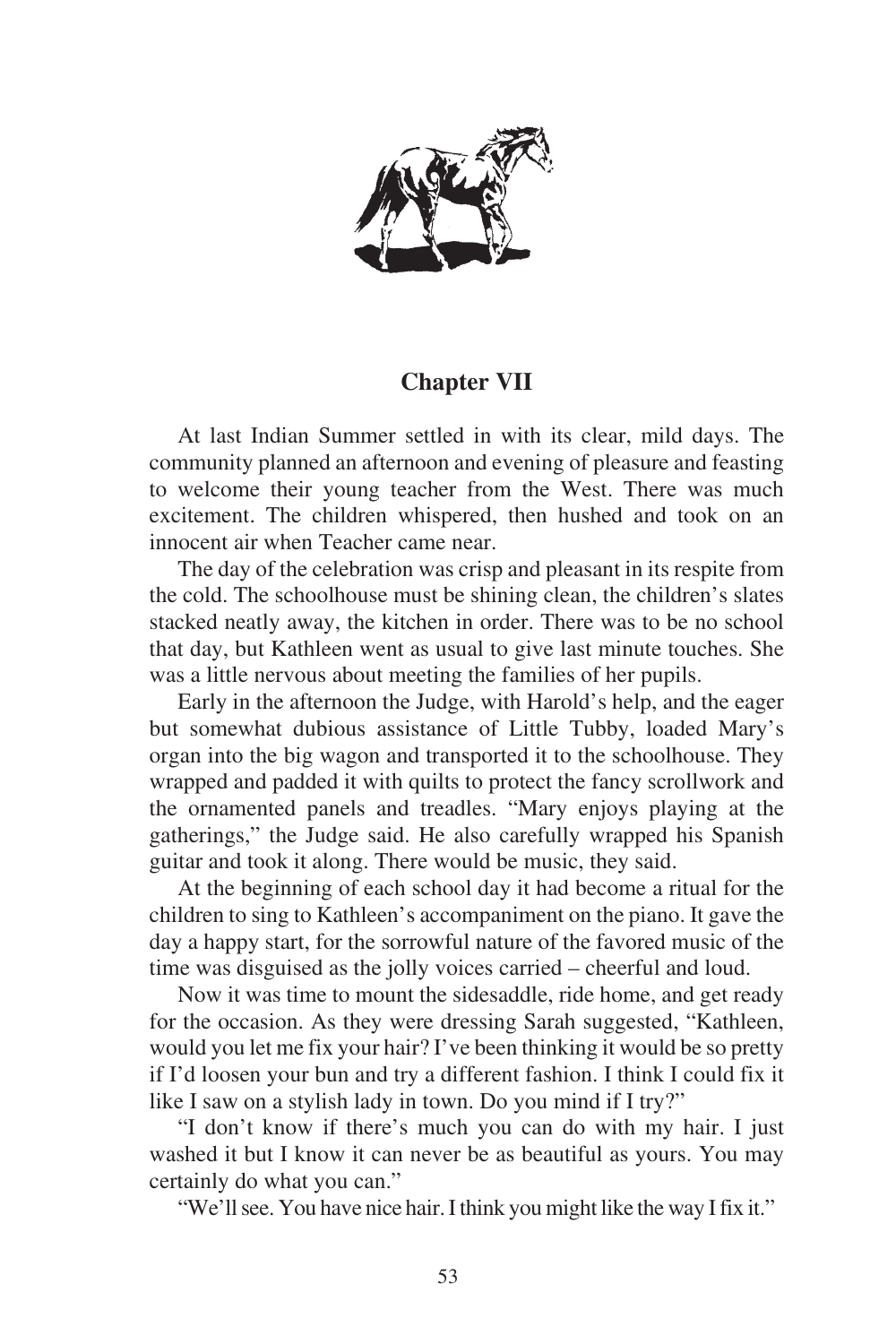## Chapter VII

At last Indian Summer settled in with its clear, mild days. The community planned an afternoon and evening of pleasure and feasting to welcome their young teacher from the West. There was much excitement. The children whispered, then hushed and took on an innocent air when Teacher came near.

The day of the celebration was crisp and pleasant in its respite from the cold. The schoolhouse must be shining clean, the children's slates stacked neatly away, the kitchen in order. There was to be no school that day, but Kathleen went as usual to give last minute touches. She was a little nervous about meeting the families of her pupils.

Early in the afternoon the Judge, with Harold's help, and the eager but somewhat dubious assistance of Little Tubby, loaded Mary's organ into the big wagon and transported it to the schoolhouse. They wrapped and padded it with quilts to protect the fancy scrollwork and the ornamented panels and treadles. "Mary enjoys playing at the gatherings," the Judge said. He also carefully wrapped his Spanish guitar and took it along. There would be music, they said.

At the beginning of each school day it had become a ritual for the children to sing to Kathleen's accompaniment on the piano. It gave the day a happy start, for the sorrowful nature of the favored music of the time was disguised as the jolly voices carried – cheerful and loud.

Now it was time to mount the sidesaddle, ride home, and get ready for the occasion. As they were dressing Sarah suggested, "Kathleen, would you let me fix your hair? I've been thinking it would be so pretty if I'd loosen your bun and try a different fashion. I think I could fix it like I saw on a stylish lady in town. Do you mind if I try?"

"I don't know if there's much you can do with my hair. I just washed it but I know it can never be as beautiful as yours. You may certainly do what you can."

"We'll see. You have nice hair. I think you might like the way I fix it."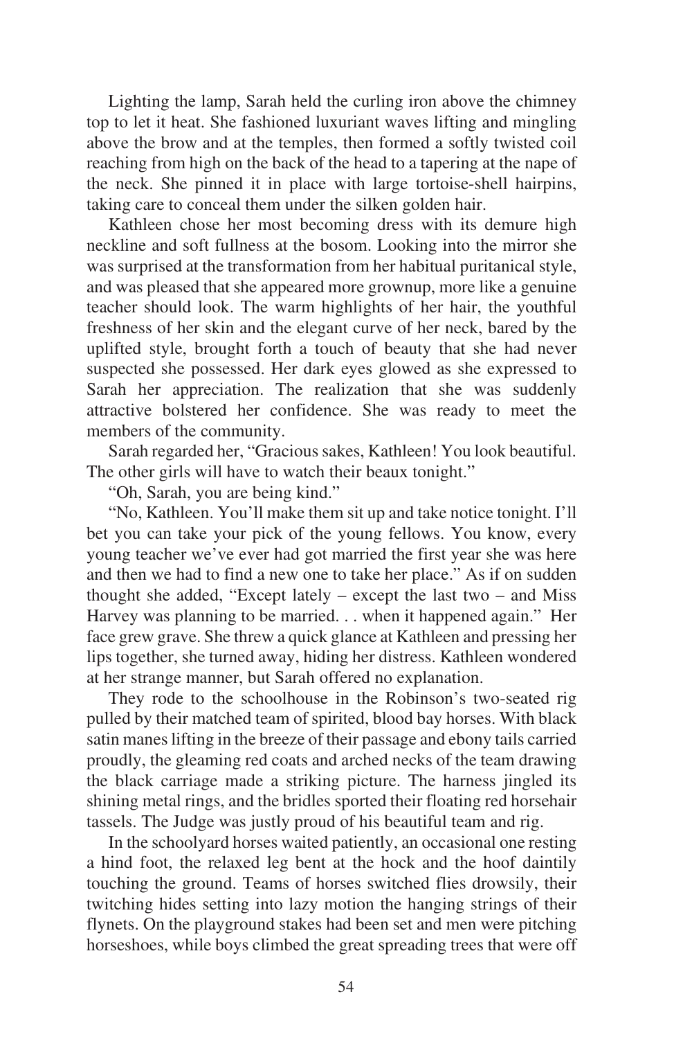Lighting the lamp, Sarah held the curling iron above the chimney top to let it heat. She fashioned luxuriant waves lifting and mingling above the brow and at the temples, then formed a softly twisted coil reaching from high on the back of the head to a tapering at the nape of the neck. She pinned it in place with large tortoise-shell hairpins, taking care to conceal them under the silken golden hair.

Kathleen chose her most becoming dress with its demure high neckline and soft fullness at the bosom. Looking into the mirror she was surprised at the transformation from her habitual puritanical style, and was pleased that she appeared more grownup, more like a genuine teacher should look. The warm highlights of her hair, the youthful freshness of her skin and the elegant curve of her neck, bared by the uplifted style, brought forth a touch of beauty that she had never suspected she possessed. Her dark eyes glowed as she expressed to Sarah her appreciation. The realization that she was suddenly attractive bolstered her confidence. She was ready to meet the members of the community.

Sarah regarded her, "Gracious sakes, Kathleen! You look beautiful. The other girls will have to watch their beaux tonight."

"Oh, Sarah, you are being kind."

"No, Kathleen. You'll make them sit up and take notice tonight. I'll bet you can take your pick of the young fellows. You know, every young teacher we've ever had got married the first year she was here and then we had to find a new one to take her place." As if on sudden thought she added, "Except lately – except the last two – and Miss Harvey was planning to be married. . . when it happened again." Her face grew grave. She threw a quick glance at Kathleen and pressing her lips together, she turned away, hiding her distress. Kathleen wondered at her strange manner, but Sarah offered no explanation.

They rode to the schoolhouse in the Robinson's two-seated rig pulled by their matched team of spirited, blood bay horses. With black satin manes lifting in the breeze of their passage and ebony tails carried proudly, the gleaming red coats and arched necks of the team drawing the black carriage made a striking picture. The harness jingled its shining metal rings, and the bridles sported their floating red horsehair tassels. The Judge was justly proud of his beautiful team and rig.

In the schoolyard horses waited patiently, an occasional one resting a hind foot, the relaxed leg bent at the hock and the hoof daintily touching the ground. Teams of horses switched flies drowsily, their twitching hides setting into lazy motion the hanging strings of their flynets. On the playground stakes had been set and men were pitching horseshoes, while boys climbed the great spreading trees that were off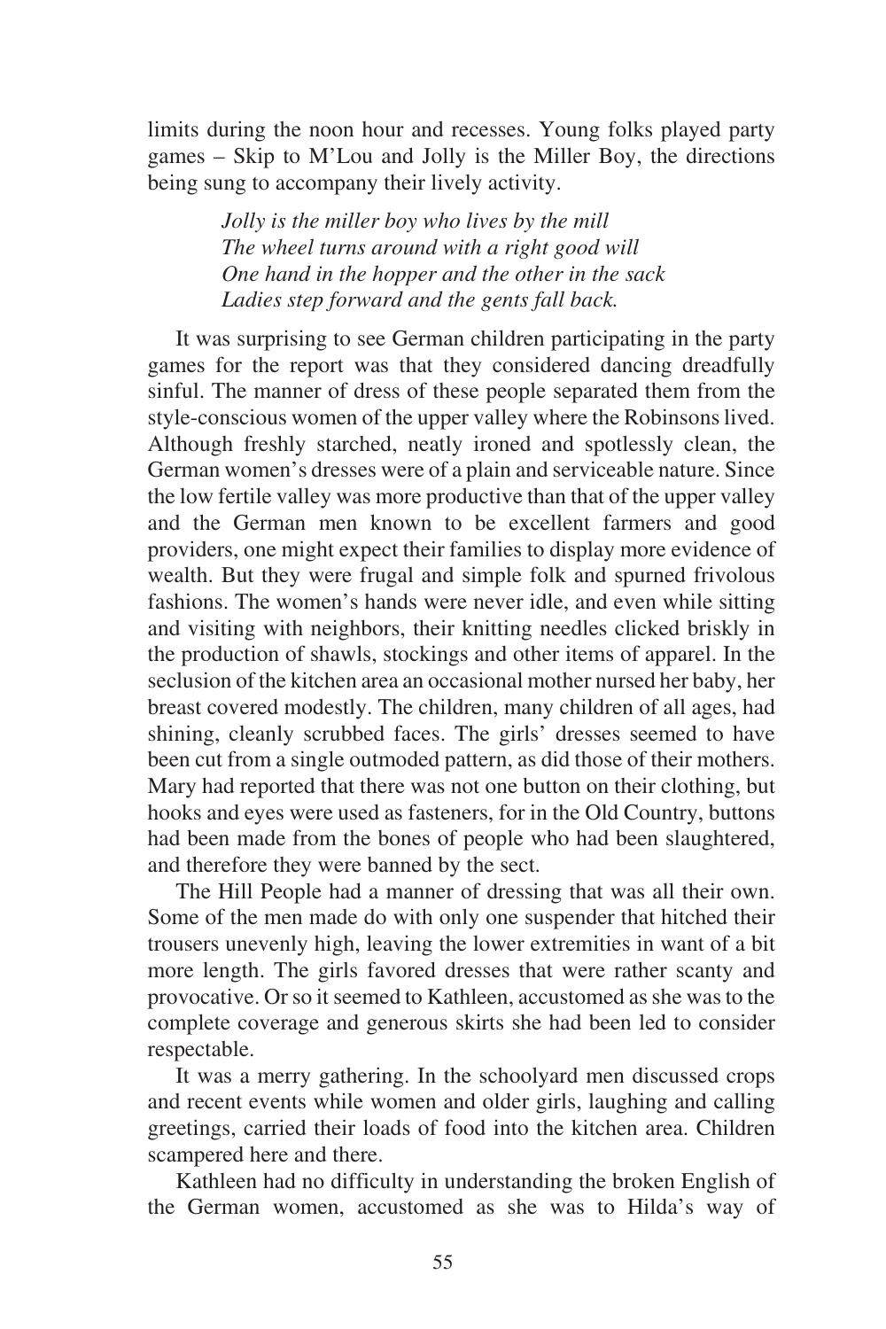limits during the noon hour and recesses. Young folks played party games – Skip to M'Lou and Jolly is the Miller Boy, the directions being sung to accompany their lively activity.

> *Jolly is the miller boy who lives by the mill*
> *The wheel turns around with a right good will*
> *One hand in the hopper and the other in the sack*
> *Ladies step forward and the gents fall back.*

It was surprising to see German children participating in the party games for the report was that they considered dancing dreadfully sinful. The manner of dress of these people separated them from the style-conscious women of the upper valley where the Robinsons lived. Although freshly starched, neatly ironed and spotlessly clean, the German women's dresses were of a plain and serviceable nature. Since the low fertile valley was more productive than that of the upper valley and the German men known to be excellent farmers and good providers, one might expect their families to display more evidence of wealth. But they were frugal and simple folk and spurned frivolous fashions. The women's hands were never idle, and even while sitting and visiting with neighbors, their knitting needles clicked briskly in the production of shawls, stockings and other items of apparel. In the seclusion of the kitchen area an occasional mother nursed her baby, her breast covered modestly. The children, many children of all ages, had shining, cleanly scrubbed faces. The girls' dresses seemed to have been cut from a single outmoded pattern, as did those of their mothers. Mary had reported that there was not one button on their clothing, but hooks and eyes were used as fasteners, for in the Old Country, buttons had been made from the bones of people who had been slaughtered, and therefore they were banned by the sect.

The Hill People had a manner of dressing that was all their own. Some of the men made do with only one suspender that hitched their trousers unevenly high, leaving the lower extremities in want of a bit more length. The girls favored dresses that were rather scanty and provocative. Or so it seemed to Kathleen, accustomed as she was to the complete coverage and generous skirts she had been led to consider respectable.

It was a merry gathering. In the schoolyard men discussed crops and recent events while women and older girls, laughing and calling greetings, carried their loads of food into the kitchen area. Children scampered here and there.

Kathleen had no difficulty in understanding the broken English of the German women, accustomed as she was to Hilda's way of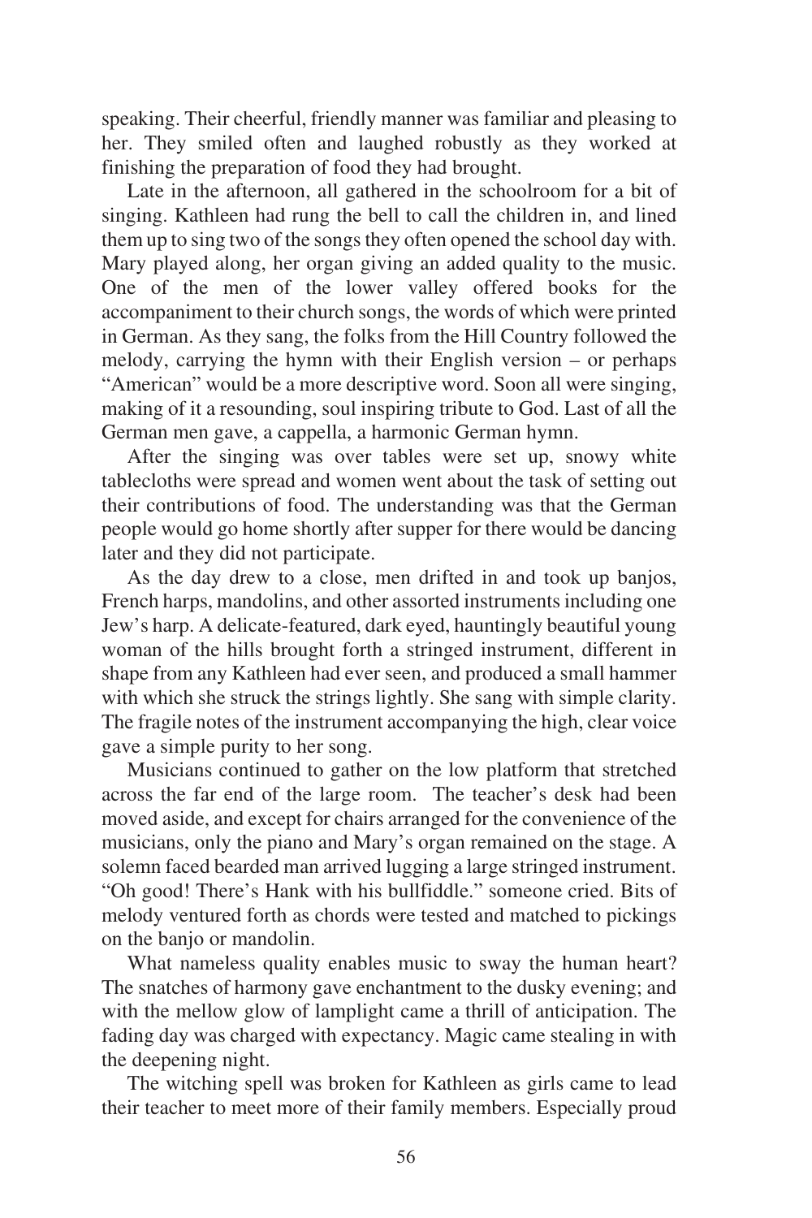speaking. Their cheerful, friendly manner was familiar and pleasing to her. They smiled often and laughed robustly as they worked at finishing the preparation of food they had brought.

Late in the afternoon, all gathered in the schoolroom for a bit of singing. Kathleen had rung the bell to call the children in, and lined them up to sing two of the songs they often opened the school day with. Mary played along, her organ giving an added quality to the music. One of the men of the lower valley offered books for the accompaniment to their church songs, the words of which were printed in German. As they sang, the folks from the Hill Country followed the melody, carrying the hymn with their English version – or perhaps "American" would be a more descriptive word. Soon all were singing, making of it a resounding, soul inspiring tribute to God. Last of all the German men gave, a cappella, a harmonic German hymn.

After the singing was over tables were set up, snowy white tablecloths were spread and women went about the task of setting out their contributions of food. The understanding was that the German people would go home shortly after supper for there would be dancing later and they did not participate.

As the day drew to a close, men drifted in and took up banjos, French harps, mandolins, and other assorted instruments including one Jew's harp. A delicate-featured, dark eyed, hauntingly beautiful young woman of the hills brought forth a stringed instrument, different in shape from any Kathleen had ever seen, and produced a small hammer with which she struck the strings lightly. She sang with simple clarity. The fragile notes of the instrument accompanying the high, clear voice gave a simple purity to her song.

Musicians continued to gather on the low platform that stretched across the far end of the large room. The teacher's desk had been moved aside, and except for chairs arranged for the convenience of the musicians, only the piano and Mary's organ remained on the stage. A solemn faced bearded man arrived lugging a large stringed instrument. "Oh good! There's Hank with his bullfiddle." someone cried. Bits of melody ventured forth as chords were tested and matched to pickings on the banjo or mandolin.

What nameless quality enables music to sway the human heart? The snatches of harmony gave enchantment to the dusky evening; and with the mellow glow of lamplight came a thrill of anticipation. The fading day was charged with expectancy. Magic came stealing in with the deepening night.

The witching spell was broken for Kathleen as girls came to lead their teacher to meet more of their family members. Especially proud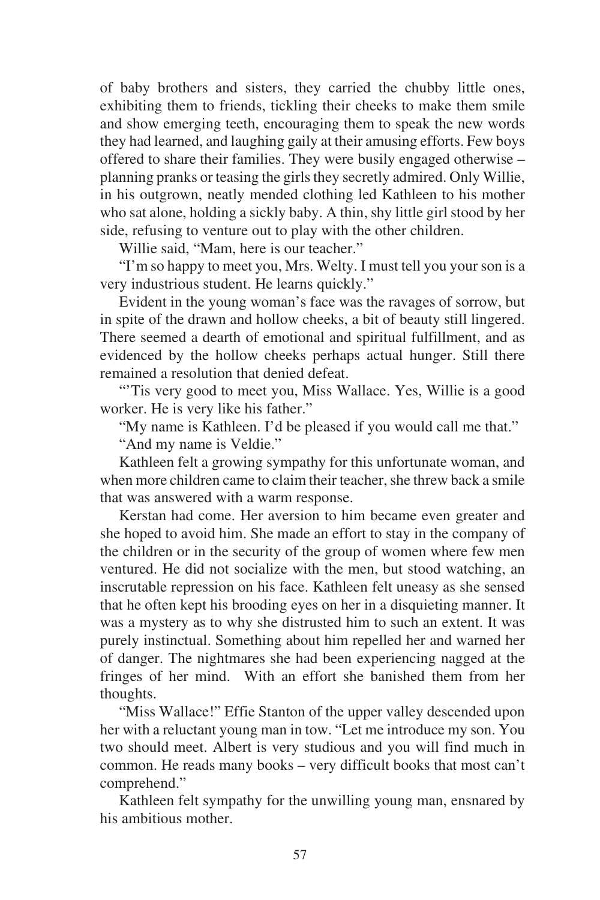of baby brothers and sisters, they carried the chubby little ones, exhibiting them to friends, tickling their cheeks to make them smile and show emerging teeth, encouraging them to speak the new words they had learned, and laughing gaily at their amusing efforts. Few boys offered to share their families. They were busily engaged otherwise – planning pranks or teasing the girls they secretly admired. Only Willie, in his outgrown, neatly mended clothing led Kathleen to his mother who sat alone, holding a sickly baby. A thin, shy little girl stood by her side, refusing to venture out to play with the other children.

Willie said, "Mam, here is our teacher."

"I'm so happy to meet you, Mrs. Welty. I must tell you your son is a very industrious student. He learns quickly."

Evident in the young woman's face was the ravages of sorrow, but in spite of the drawn and hollow cheeks, a bit of beauty still lingered. There seemed a dearth of emotional and spiritual fulfillment, and as evidenced by the hollow cheeks perhaps actual hunger. Still there remained a resolution that denied defeat.

"'Tis very good to meet you, Miss Wallace. Yes, Willie is a good worker. He is very like his father."

"My name is Kathleen. I'd be pleased if you would call me that."

"And my name is Veldie."

Kathleen felt a growing sympathy for this unfortunate woman, and when more children came to claim their teacher, she threw back a smile that was answered with a warm response.

Kerstan had come. Her aversion to him became even greater and she hoped to avoid him. She made an effort to stay in the company of the children or in the security of the group of women where few men ventured. He did not socialize with the men, but stood watching, an inscrutable repression on his face. Kathleen felt uneasy as she sensed that he often kept his brooding eyes on her in a disquieting manner. It was a mystery as to why she distrusted him to such an extent. It was purely instinctual. Something about him repelled her and warned her of danger. The nightmares she had been experiencing nagged at the fringes of her mind. With an effort she banished them from her thoughts.

"Miss Wallace!" Effie Stanton of the upper valley descended upon her with a reluctant young man in tow. "Let me introduce my son. You two should meet. Albert is very studious and you will find much in common. He reads many books – very difficult books that most can't comprehend."

Kathleen felt sympathy for the unwilling young man, ensnared by his ambitious mother.